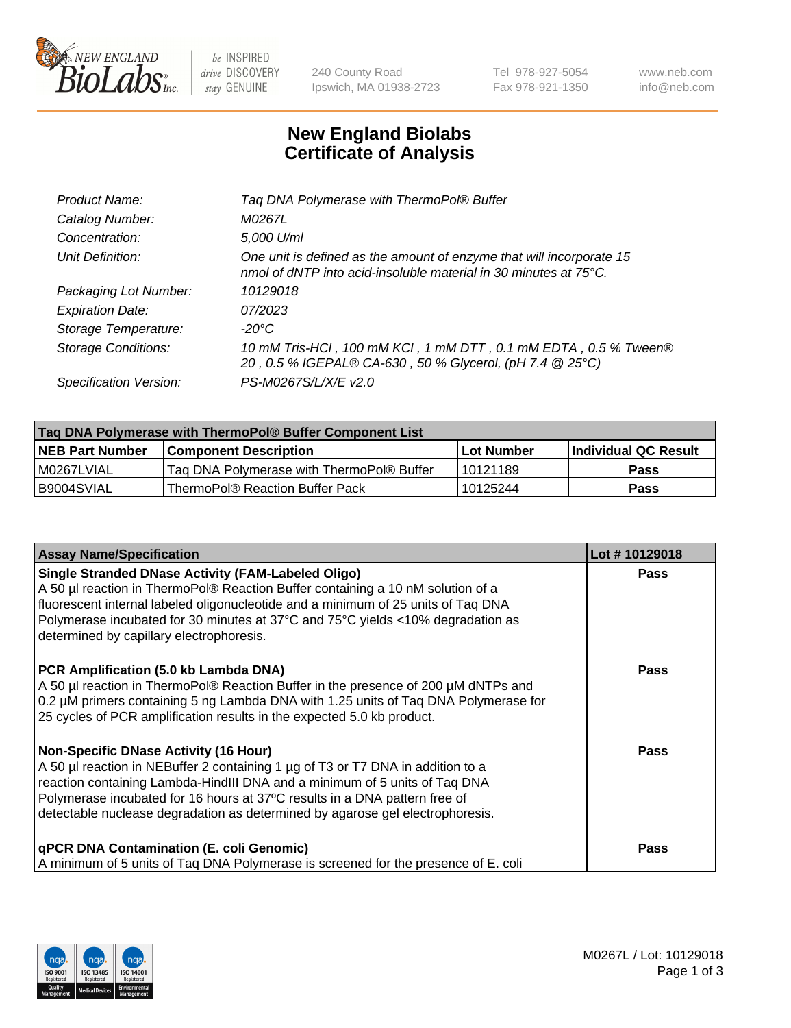New England BioLabs Inc. — be INSPIRED drive DISCOVERY stay GENUINE

240 County Road
Ipswich, MA 01938-2723

Tel 978-927-5054
Fax 978-921-1350

www.neb.com
info@neb.com

# New England Biolabs
# Certificate of Analysis

| | |
|---|---|
| *Product Name:* | *Taq DNA Polymerase with ThermoPol® Buffer* |
| *Catalog Number:* | *M0267L* |
| *Concentration:* | *5,000 U/ml* |
| *Unit Definition:* | *One unit is defined as the amount of enzyme that will incorporate 15 nmol of dNTP into acid-insoluble material in 30 minutes at 75°C.* |
| *Packaging Lot Number:* | *10129018* |
| *Expiration Date:* | *07/2023* |
| *Storage Temperature:* | *-20°C* |
| *Storage Conditions:* | *10 mM Tris-HCl , 100 mM KCl , 1 mM DTT , 0.1 mM EDTA , 0.5 % Tween® 20 , 0.5 % IGEPAL® CA-630 , 50 % Glycerol, (pH 7.4 @ 25°C)* |
| *Specification Version:* | *PS-M0267S/L/X/E v2.0* |

| Taq DNA Polymerase with ThermoPol® Buffer Component List | | | |
|---|---|---|---|
| **NEB Part Number** | **Component Description** | **Lot Number** | **Individual QC Result** |
| M0267LVIAL | Taq DNA Polymerase with ThermoPol® Buffer | 10121189 | **Pass** |
| B9004SVIAL | ThermoPol® Reaction Buffer Pack | 10125244 | **Pass** |

| Assay Name/Specification | Lot # 10129018 |
|---|---|
| **Single Stranded DNase Activity (FAM-Labeled Oligo)**<br>A 50 µl reaction in ThermoPol® Reaction Buffer containing a 10 nM solution of a fluorescent internal labeled oligonucleotide and a minimum of 25 units of Taq DNA Polymerase incubated for 30 minutes at 37°C and 75°C yields <10% degradation as determined by capillary electrophoresis. | **Pass** |
| **PCR Amplification (5.0 kb Lambda DNA)**<br>A 50 µl reaction in ThermoPol® Reaction Buffer in the presence of 200 µM dNTPs and 0.2 µM primers containing 5 ng Lambda DNA with 1.25 units of Taq DNA Polymerase for 25 cycles of PCR amplification results in the expected 5.0 kb product. | **Pass** |
| **Non-Specific DNase Activity (16 Hour)**<br>A 50 µl reaction in NEBuffer 2 containing 1 µg of T3 or T7 DNA in addition to a reaction containing Lambda-HindIII DNA and a minimum of 5 units of Taq DNA Polymerase incubated for 16 hours at 37ºC results in a DNA pattern free of detectable nuclease degradation as determined by agarose gel electrophoresis. | **Pass** |
| **qPCR DNA Contamination (E. coli Genomic)**<br>A minimum of 5 units of Taq DNA Polymerase is screened for the presence of E. coli | **Pass** |

M0267L / Lot: 10129018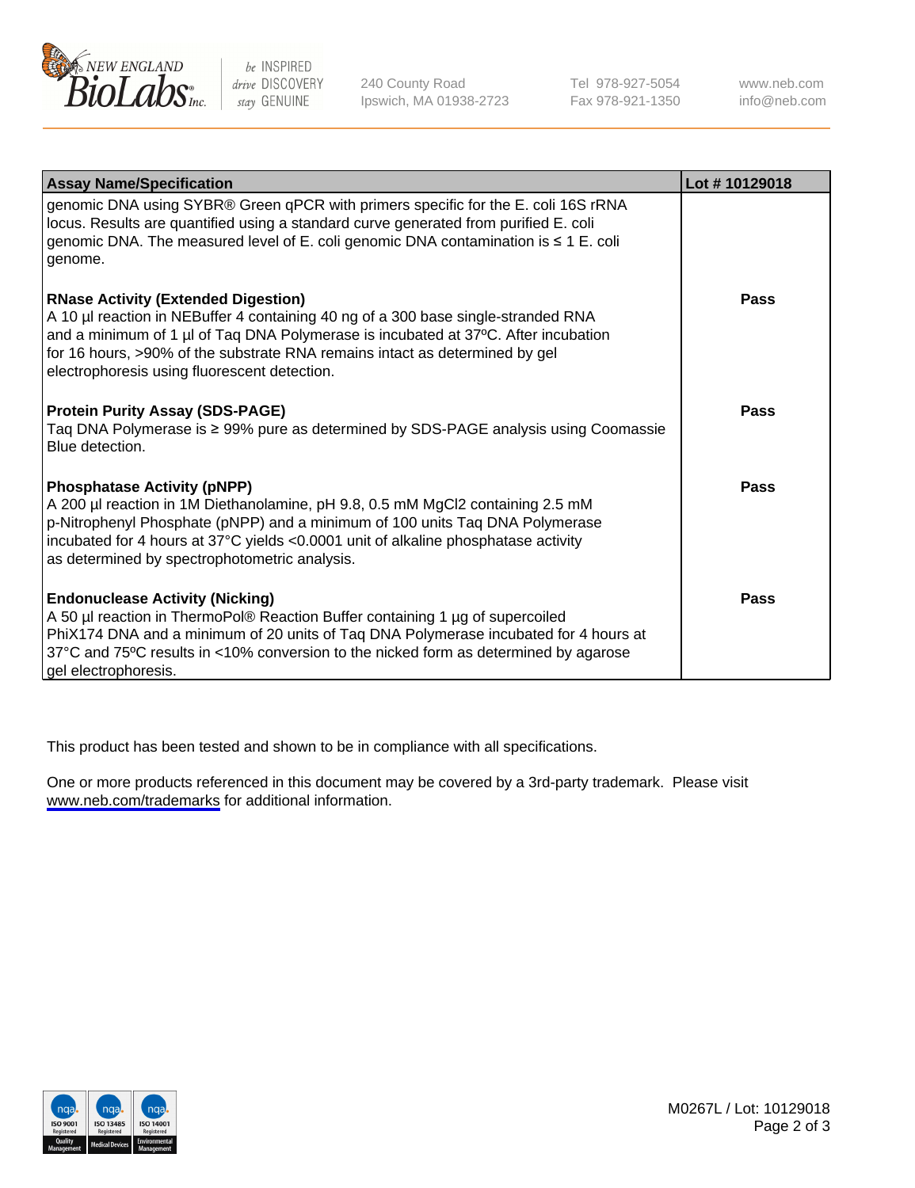| Assay Name/Specification | Lot # 10129018 |
| --- | --- |
| genomic DNA using SYBR® Green qPCR with primers specific for the E. coli 16S rRNA locus. Results are quantified using a standard curve generated from purified E. coli genomic DNA. The measured level of E. coli genomic DNA contamination is ≤ 1 E. coli genome. | |
| **RNase Activity (Extended Digestion)**<br>A 10 µl reaction in NEBuffer 4 containing 40 ng of a 300 base single-stranded RNA and a minimum of 1 µl of Taq DNA Polymerase is incubated at 37ºC. After incubation for 16 hours, >90% of the substrate RNA remains intact as determined by gel electrophoresis using fluorescent detection. | **Pass** |
| **Protein Purity Assay (SDS-PAGE)**<br>Taq DNA Polymerase is ≥ 99% pure as determined by SDS-PAGE analysis using Coomassie Blue detection. | **Pass** |
| **Phosphatase Activity (pNPP)**<br>A 200 µl reaction in 1M Diethanolamine, pH 9.8, 0.5 mM $MgCl_2$ containing 2.5 mM p-Nitrophenyl Phosphate (pNPP) and a minimum of 100 units Taq DNA Polymerase incubated for 4 hours at 37°C yields <0.0001 unit of alkaline phosphatase activity as determined by spectrophotometric analysis. | **Pass** |
| **Endonuclease Activity (Nicking)**<br>A 50 µl reaction in ThermoPol® Reaction Buffer containing 1 µg of supercoiled PhiX174 DNA and a minimum of 20 units of Taq DNA Polymerase incubated for 4 hours at 37°C and 75ºC results in <10% conversion to the nicked form as determined by agarose gel electrophoresis. | **Pass** |

This product has been tested and shown to be in compliance with all specifications.

One or more products referenced in this document may be covered by a 3rd-party trademark. Please visit www.neb.com/trademarks for additional information.

M0267L / Lot: 10129018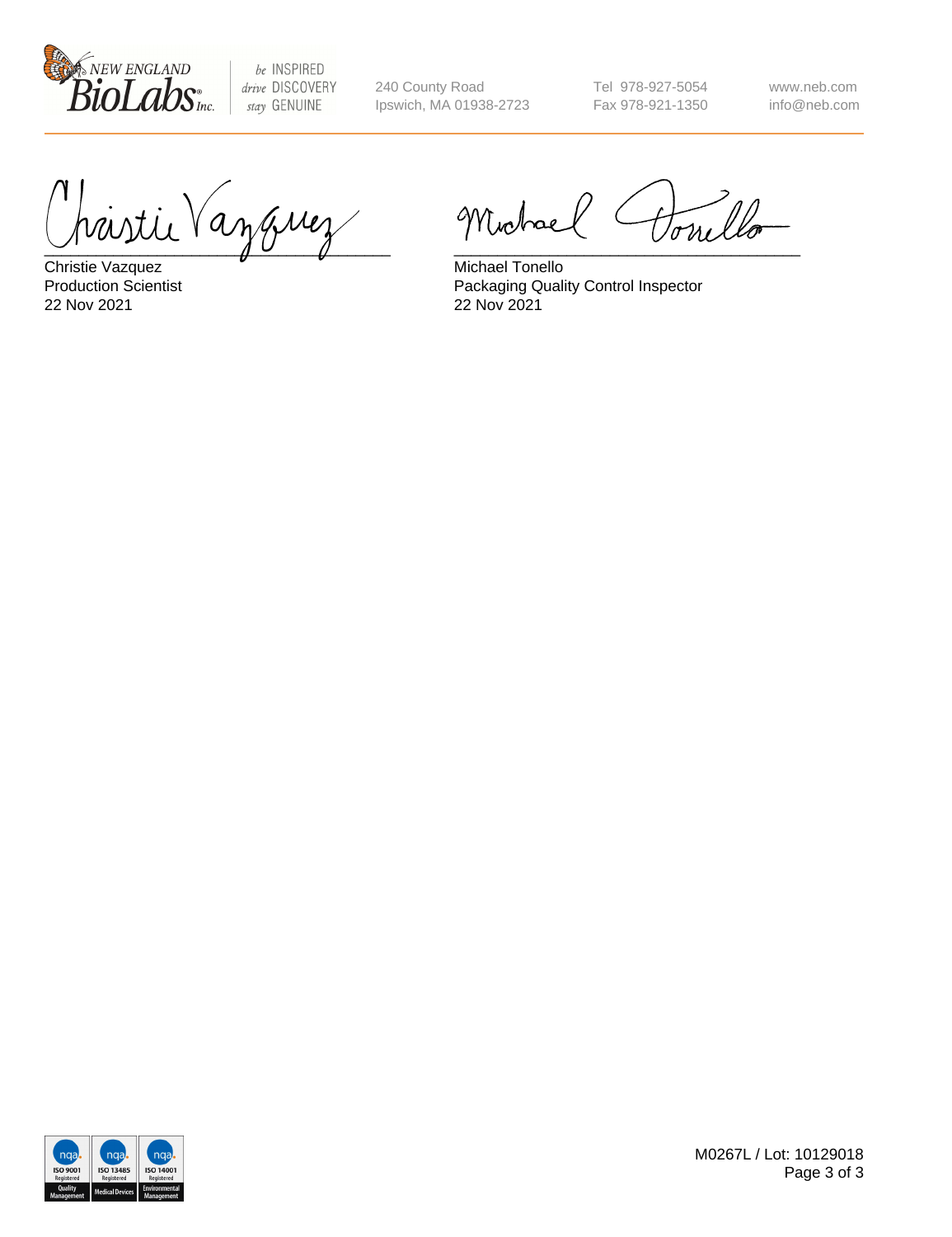Christie Vazquez
Production Scientist
22 Nov 2021

Michael Tonello
Packaging Quality Control Inspector
22 Nov 2021